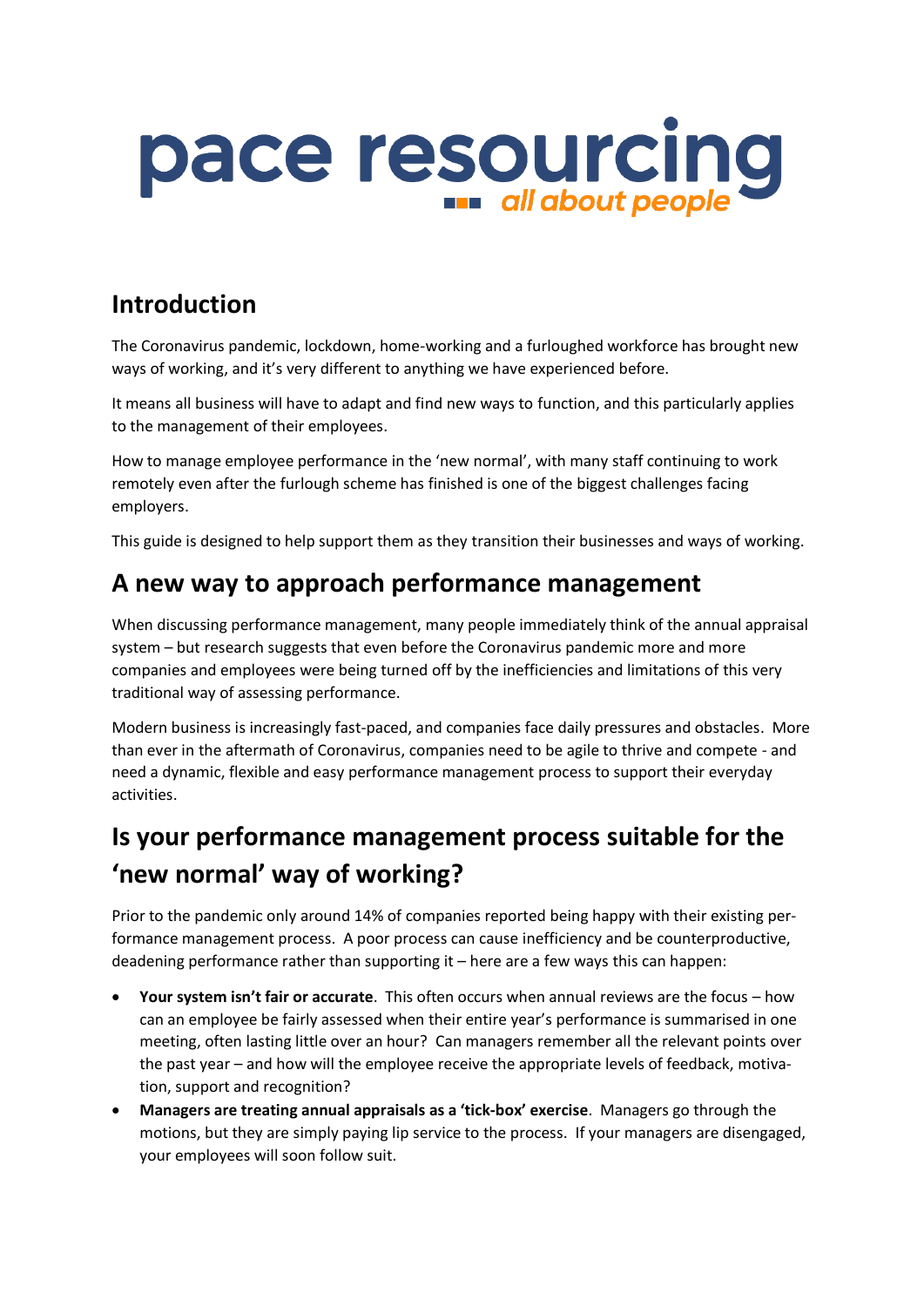# pace resourcing

*all about people*

## Introduction

The Coronavirus pandemic, lockdown, home-working and a furloughed workforce has brought new ways of working, and it's very different to anything we have experienced before.

It means all business will have to adapt and find new ways to function, and this particularly applies to the management of their employees.

How to manage employee performance in the 'new normal', with many staff continuing to work remotely even after the furlough scheme has finished is one of the biggest challenges facing employers.

This guide is designed to help support them as they transition their businesses and ways of working.

## A new way to approach performance management

When discussing performance management, many people immediately think of the annual appraisal system – but research suggests that even before the Coronavirus pandemic more and more companies and employees were being turned off by the inefficiencies and limitations of this very traditional way of assessing performance.

Modern business is increasingly fast-paced, and companies face daily pressures and obstacles. More than ever in the aftermath of Coronavirus, companies need to be agile to thrive and compete - and need a dynamic, flexible and easy performance management process to support their everyday activities.

## Is your performance management process suitable for the 'new normal' way of working?

Prior to the pandemic only around 14% of companies reported being happy with their existing performance management process. A poor process can cause inefficiency and be counterproductive, deadening performance rather than supporting it – here are a few ways this can happen:

- **Your system isn't fair or accurate**. This often occurs when annual reviews are the focus – how can an employee be fairly assessed when their entire year's performance is summarised in one meeting, often lasting little over an hour? Can managers remember all the relevant points over the past year – and how will the employee receive the appropriate levels of feedback, motivation, support and recognition?
- **Managers are treating annual appraisals as a 'tick-box' exercise**. Managers go through the motions, but they are simply paying lip service to the process. If your managers are disengaged, your employees will soon follow suit.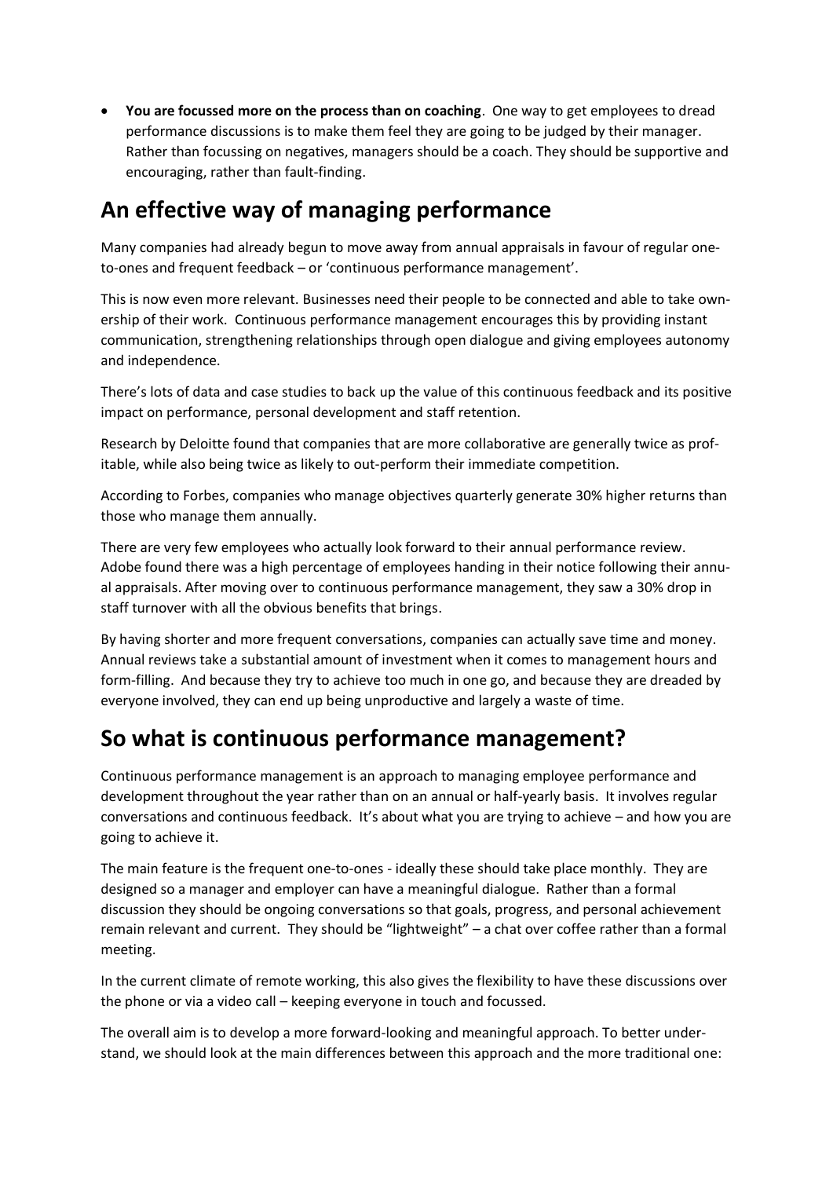- **You are focussed more on the process than on coaching**. One way to get employees to dread performance discussions is to make them feel they are going to be judged by their manager. Rather than focussing on negatives, managers should be a coach. They should be supportive and encouraging, rather than fault-finding.

## An effective way of managing performance

Many companies had already begun to move away from annual appraisals in favour of regular one-to-ones and frequent feedback – or 'continuous performance management'.

This is now even more relevant. Businesses need their people to be connected and able to take ownership of their work. Continuous performance management encourages this by providing instant communication, strengthening relationships through open dialogue and giving employees autonomy and independence.

There's lots of data and case studies to back up the value of this continuous feedback and its positive impact on performance, personal development and staff retention.

Research by Deloitte found that companies that are more collaborative are generally twice as profitable, while also being twice as likely to out-perform their immediate competition.

According to Forbes, companies who manage objectives quarterly generate 30% higher returns than those who manage them annually.

There are very few employees who actually look forward to their annual performance review. Adobe found there was a high percentage of employees handing in their notice following their annual appraisals. After moving over to continuous performance management, they saw a 30% drop in staff turnover with all the obvious benefits that brings.

By having shorter and more frequent conversations, companies can actually save time and money. Annual reviews take a substantial amount of investment when it comes to management hours and form-filling. And because they try to achieve too much in one go, and because they are dreaded by everyone involved, they can end up being unproductive and largely a waste of time.

## So what is continuous performance management?

Continuous performance management is an approach to managing employee performance and development throughout the year rather than on an annual or half-yearly basis. It involves regular conversations and continuous feedback. It's about what you are trying to achieve – and how you are going to achieve it.

The main feature is the frequent one-to-ones - ideally these should take place monthly. They are designed so a manager and employer can have a meaningful dialogue. Rather than a formal discussion they should be ongoing conversations so that goals, progress, and personal achievement remain relevant and current. They should be "lightweight" – a chat over coffee rather than a formal meeting.

In the current climate of remote working, this also gives the flexibility to have these discussions over the phone or via a video call – keeping everyone in touch and focussed.

The overall aim is to develop a more forward-looking and meaningful approach. To better understand, we should look at the main differences between this approach and the more traditional one: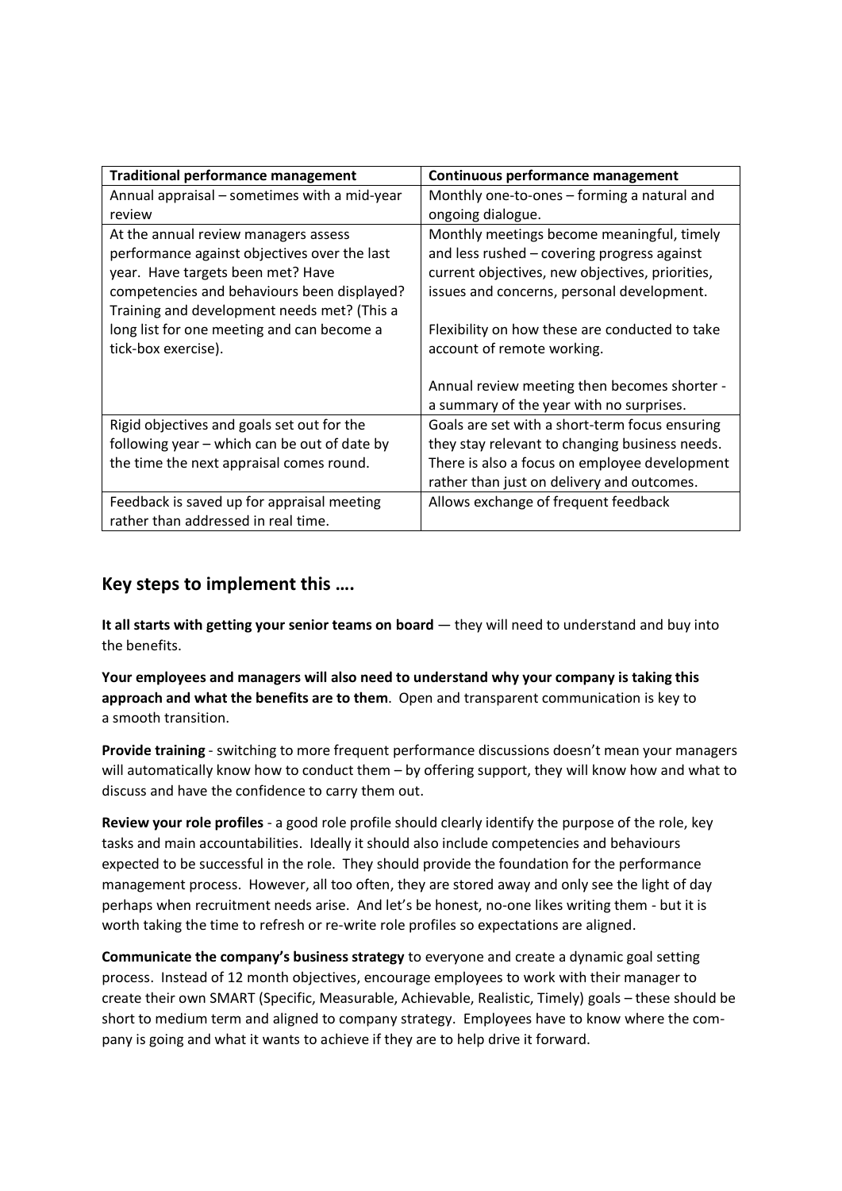| Traditional performance management | Continuous performance management |
| --- | --- |
| Annual appraisal – sometimes with a mid-year review | Monthly one-to-ones – forming a natural and ongoing dialogue. |
| At the annual review managers assess performance against objectives over the last year. Have targets been met? Have competencies and behaviours been displayed? Training and development needs met? (This a long list for one meeting and can become a tick-box exercise). | Monthly meetings become meaningful, timely and less rushed – covering progress against current objectives, new objectives, priorities, issues and concerns, personal development.<br><br>Flexibility on how these are conducted to take account of remote working.<br><br>Annual review meeting then becomes shorter - a summary of the year with no surprises. |
| Rigid objectives and goals set out for the following year – which can be out of date by the time the next appraisal comes round. | Goals are set with a short-term focus ensuring they stay relevant to changing business needs. There is also a focus on employee development rather than just on delivery and outcomes. |
| Feedback is saved up for appraisal meeting rather than addressed in real time. | Allows exchange of frequent feedback |

## Key steps to implement this ….

**It all starts with getting your senior teams on board** — they will need to understand and buy into the benefits.

**Your employees and managers will also need to understand why your company is taking this approach and what the benefits are to them**. Open and transparent communication is key to a smooth transition.

**Provide training** - switching to more frequent performance discussions doesn't mean your managers will automatically know how to conduct them – by offering support, they will know how and what to discuss and have the confidence to carry them out.

**Review your role profiles** - a good role profile should clearly identify the purpose of the role, key tasks and main accountabilities. Ideally it should also include competencies and behaviours expected to be successful in the role. They should provide the foundation for the performance management process. However, all too often, they are stored away and only see the light of day perhaps when recruitment needs arise. And let's be honest, no-one likes writing them - but it is worth taking the time to refresh or re-write role profiles so expectations are aligned.

**Communicate the company's business strategy** to everyone and create a dynamic goal setting process. Instead of 12 month objectives, encourage employees to work with their manager to create their own SMART (Specific, Measurable, Achievable, Realistic, Timely) goals – these should be short to medium term and aligned to company strategy. Employees have to know where the company is going and what it wants to achieve if they are to help drive it forward.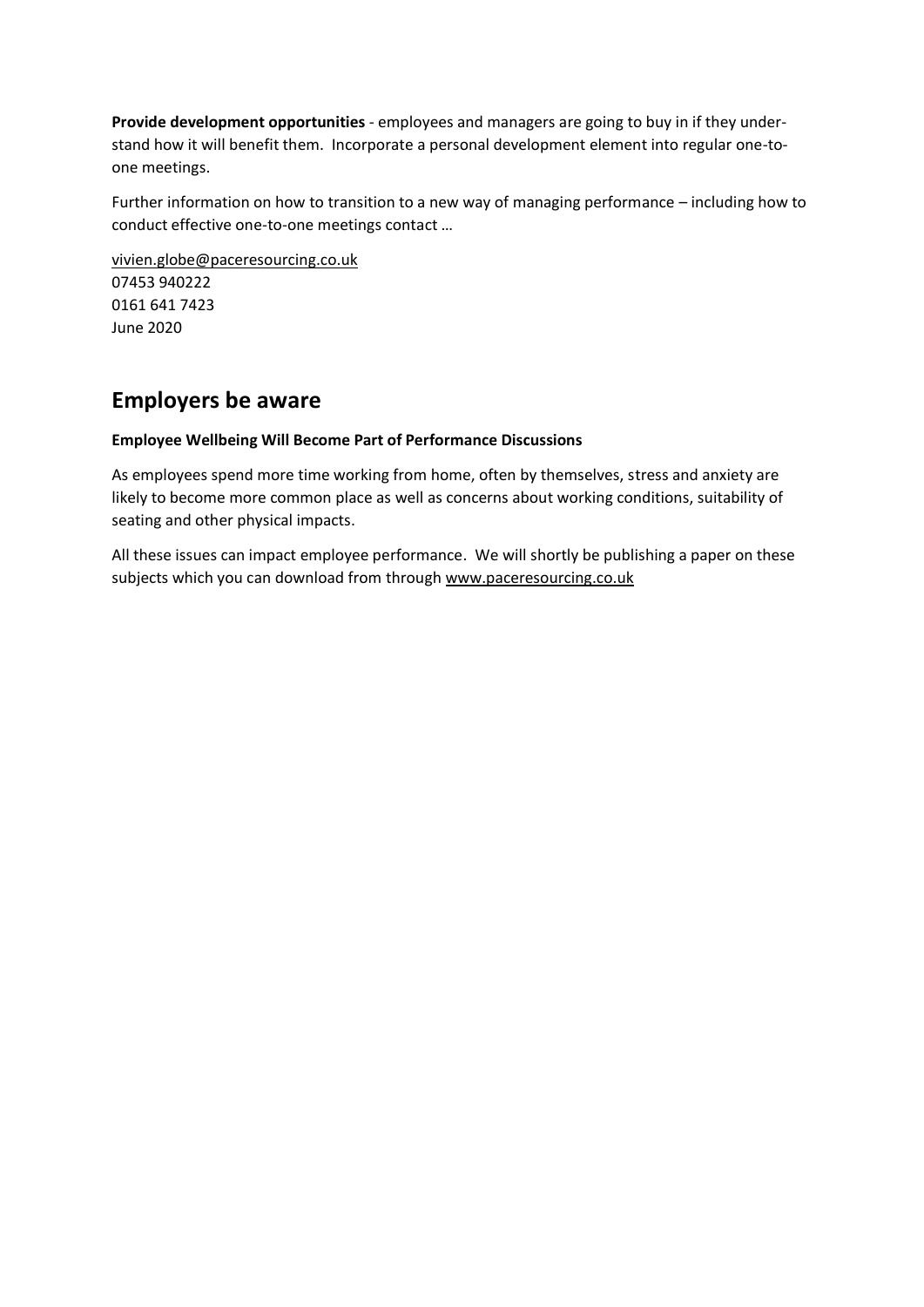**Provide development opportunities** - employees and managers are going to buy in if they understand how it will benefit them. Incorporate a personal development element into regular one-to-one meetings.

Further information on how to transition to a new way of managing performance – including how to conduct effective one-to-one meetings contact …

vivien.globe@paceresourcing.co.uk
07453 940222
0161 641 7423
June 2020

## Employers be aware

**Employee Wellbeing Will Become Part of Performance Discussions**

As employees spend more time working from home, often by themselves, stress and anxiety are likely to become more common place as well as concerns about working conditions, suitability of seating and other physical impacts.

All these issues can impact employee performance. We will shortly be publishing a paper on these subjects which you can download from through www.paceresourcing.co.uk